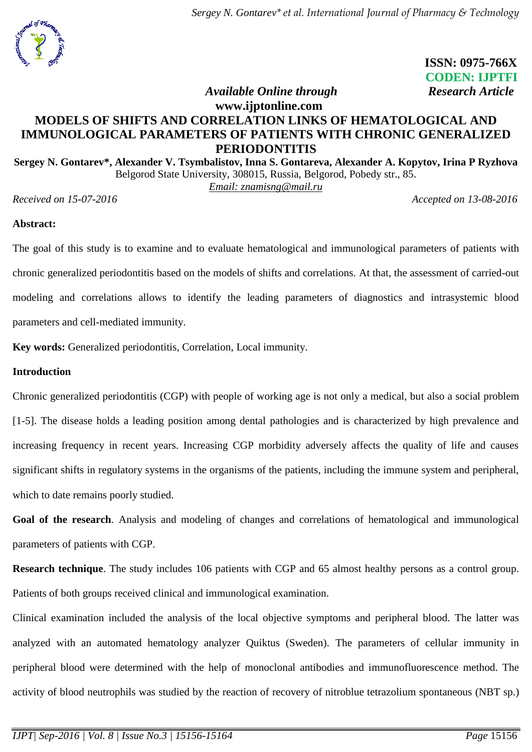**ISSN: 0975-766X**
**CODEN: IJPTFI**

*Available Online through* *Research Article*

**www.ijptonline.com**

# MODELS OF SHIFTS AND CORRELATION LINKS OF HEMATOLOGICAL AND IMMUNOLOGICAL PARAMETERS OF PATIENTS WITH CHRONIC GENERALIZED PERIODONTITIS

**Sergey N. Gontarev\*, Alexander V. Tsymbalistov, Inna S. Gontareva, Alexander A. Kopytov, Irina P Ryzhova**

Belgorod State University, 308015, Russia, Belgorod, Pobedy str., 85.

Email: znamisng@mail.ru

*Received on 15-07-2016* *Accepted on 13-08-2016*

**Abstract:**

The goal of this study is to examine and to evaluate hematological and immunological parameters of patients with chronic generalized periodontitis based on the models of shifts and correlations. At that, the assessment of carried-out modeling and correlations allows to identify the leading parameters of diagnostics and intrasystemic blood parameters and cell-mediated immunity.

**Key words:** Generalized periodontitis, Correlation, Local immunity.

**Introduction**

Chronic generalized periodontitis (CGP) with people of working age is not only a medical, but also a social problem [1-5]. The disease holds a leading position among dental pathologies and is characterized by high prevalence and increasing frequency in recent years. Increasing CGP morbidity adversely affects the quality of life and causes significant shifts in regulatory systems in the organisms of the patients, including the immune system and peripheral, which to date remains poorly studied.

**Goal of the research**. Analysis and modeling of changes and correlations of hematological and immunological parameters of patients with CGP.

**Research technique**. The study includes 106 patients with CGP and 65 almost healthy persons as a control group. Patients of both groups received clinical and immunological examination.

Clinical examination included the analysis of the local objective symptoms and peripheral blood. The latter was analyzed with an automated hematology analyzer Quiktus (Sweden). The parameters of cellular immunity in peripheral blood were determined with the help of monoclonal antibodies and immunofluorescence method. The activity of blood neutrophils was studied by the reaction of recovery of nitroblue tetrazolium spontaneous (NBT sp.)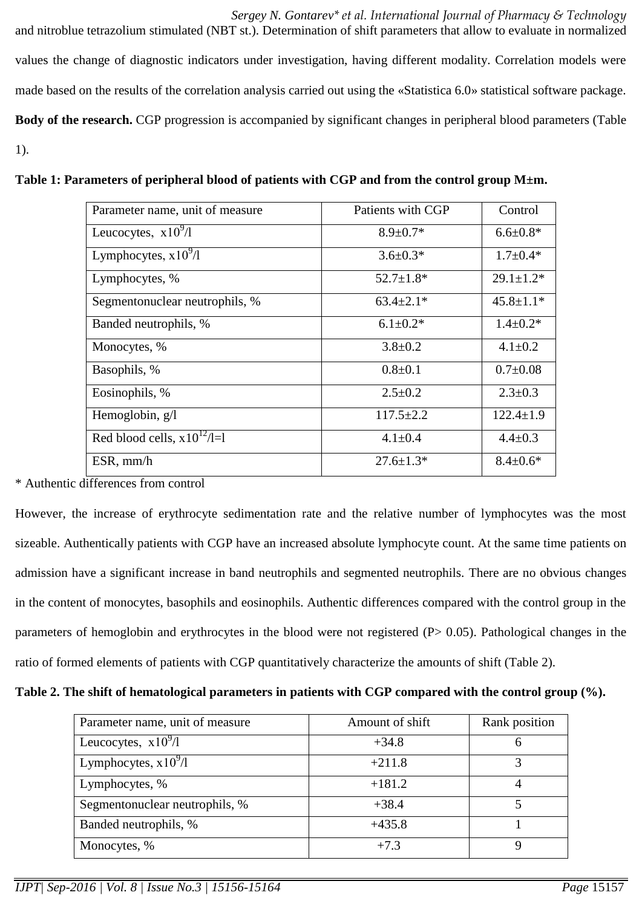and nitroblue tetrazolium stimulated (NBT st.). Determination of shift parameters that allow to evaluate in normalized values the change of diagnostic indicators under investigation, having different modality. Correlation models were made based on the results of the correlation analysis carried out using the «Statistica 6.0» statistical software package.

**Body of the research.** CGP progression is accompanied by significant changes in peripheral blood parameters (Table 1).

**Table 1: Parameters of peripheral blood of patients with CGP and from the control group M±m.**

| Parameter name, unit of measure | Patients with CGP | Control |
|---|---|---|
| Leucocytes, $x10^9$/l | 8.9±0.7* | 6.6±0.8* |
| Lymphocytes, $x10^9$/l | 3.6±0.3* | 1.7±0.4* |
| Lymphocytes, % | 52.7±1.8* | 29.1±1.2* |
| Segmentonuclear neutrophils, % | 63.4±2.1* | 45.8±1.1* |
| Banded neutrophils, % | 6.1±0.2* | 1.4±0.2* |
| Monocytes, % | 3.8±0.2 | 4.1±0.2 |
| Basophils, % | 0.8±0.1 | 0.7±0.08 |
| Eosinophils, % | 2.5±0.2 | 2.3±0.3 |
| Hemoglobin, g/l | 117.5±2.2 | 122.4±1.9 |
| Red blood cells, $x10^{12}$/l=l | 4.1±0.4 | 4.4±0.3 |
| ESR, mm/h | 27.6±1.3* | 8.4±0.6* |

* Authentic differences from control

However, the increase of erythrocyte sedimentation rate and the relative number of lymphocytes was the most sizeable. Authentically patients with CGP have an increased absolute lymphocyte count. At the same time patients on admission have a significant increase in band neutrophils and segmented neutrophils. There are no obvious changes in the content of monocytes, basophils and eosinophils. Authentic differences compared with the control group in the parameters of hemoglobin and erythrocytes in the blood were not registered ($P > 0.05$). Pathological changes in the ratio of formed elements of patients with CGP quantitatively characterize the amounts of shift (Table 2).

**Table 2. The shift of hematological parameters in patients with CGP compared with the control group (%).**

| Parameter name, unit of measure | Amount of shift | Rank position |
|---|---|---|
| Leucocytes, $x10^9$/l | +34.8 | 6 |
| Lymphocytes, $x10^9$/l | +211.8 | 3 |
| Lymphocytes, % | +181.2 | 4 |
| Segmentonuclear neutrophils, % | +38.4 | 5 |
| Banded neutrophils, % | +435.8 | 1 |
| Monocytes, % | +7.3 | 9 |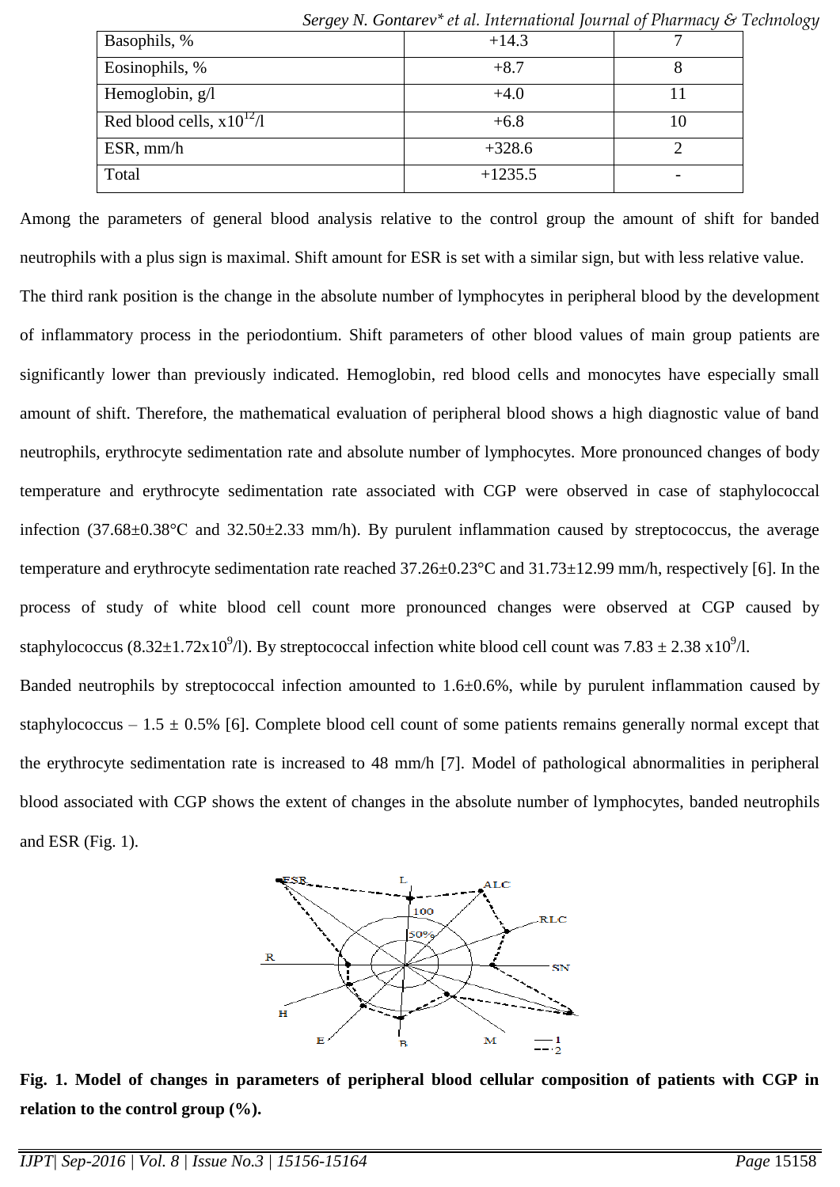| Basophils, % | +14.3 | 7 |
|---|---|---|
| Eosinophils, % | +8.7 | 8 |
| Hemoglobin, g/l | +4.0 | 11 |
| Red blood cells, $x10^{12}/l$ | +6.8 | 10 |
| ESR, mm/h | +328.6 | 2 |
| Total | +1235.5 | - |

Among the parameters of general blood analysis relative to the control group the amount of shift for banded neutrophils with a plus sign is maximal. Shift amount for ESR is set with a similar sign, but with less relative value. The third rank position is the change in the absolute number of lymphocytes in peripheral blood by the development of inflammatory process in the periodontium. Shift parameters of other blood values of main group patients are significantly lower than previously indicated. Hemoglobin, red blood cells and monocytes have especially small amount of shift. Therefore, the mathematical evaluation of peripheral blood shows a high diagnostic value of band neutrophils, erythrocyte sedimentation rate and absolute number of lymphocytes. More pronounced changes of body temperature and erythrocyte sedimentation rate associated with CGP were observed in case of staphylococcal infection (37.68±0.38°C and 32.50±2.33 mm/h). By purulent inflammation caused by streptococcus, the average temperature and erythrocyte sedimentation rate reached 37.26±0.23°C and 31.73±12.99 mm/h, respectively [6]. In the process of study of white blood cell count more pronounced changes were observed at CGP caused by staphylococcus (8.32±1.72x$10^9$/l). By streptococcal infection white blood cell count was 7.83 ± 2.38 x$10^9$/l.

Banded neutrophils by streptococcal infection amounted to 1.6±0.6%, while by purulent inflammation caused by staphylococcus – 1.5 ± 0.5% [6]. Complete blood cell count of some patients remains generally normal except that the erythrocyte sedimentation rate is increased to 48 mm/h [7]. Model of pathological abnormalities in peripheral blood associated with CGP shows the extent of changes in the absolute number of lymphocytes, banded neutrophils and ESR (Fig. 1).

**Fig. 1. Model of changes in parameters of peripheral blood cellular composition of patients with CGP in relation to the control group (%).**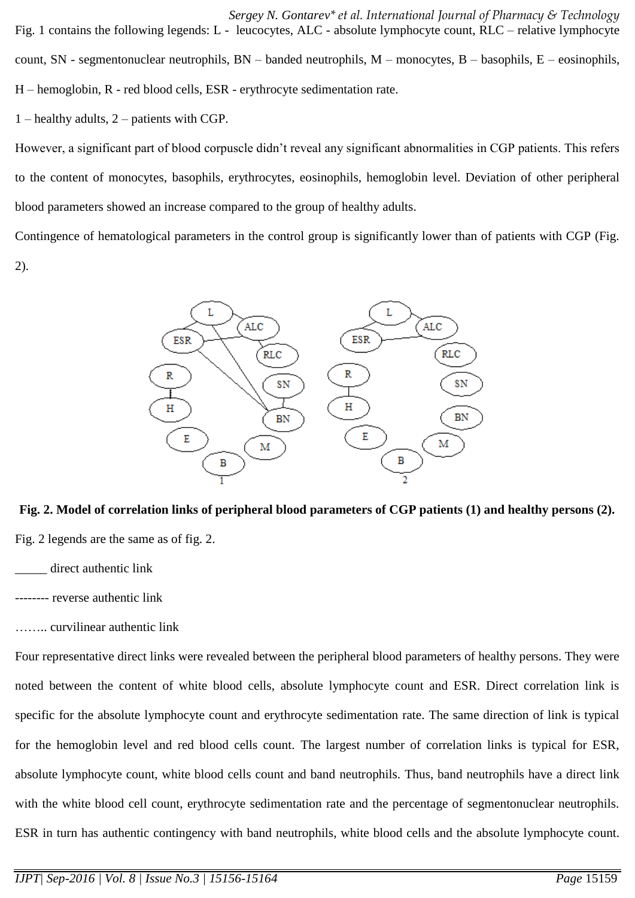Fig. 1 contains the following legends: L - leucocytes, ALC - absolute lymphocyte count, RLC – relative lymphocyte count, SN - segmentonuclear neutrophils, BN – banded neutrophils, M – monocytes, B – basophils, E – eosinophils, H – hemoglobin, R - red blood cells, ESR - erythrocyte sedimentation rate.

1 – healthy adults, 2 – patients with CGP.

However, a significant part of blood corpuscle didn't reveal any significant abnormalities in CGP patients. This refers to the content of monocytes, basophils, erythrocytes, eosinophils, hemoglobin level. Deviation of other peripheral blood parameters showed an increase compared to the group of healthy adults.

Contingence of hematological parameters in the control group is significantly lower than of patients with CGP (Fig. 2).

**Fig. 2. Model of correlation links of peripheral blood parameters of CGP patients (1) and healthy persons (2).**

Fig. 2 legends are the same as of fig. 2.

_____ direct authentic link

-------- reverse authentic link

…….. curvilinear authentic link

Four representative direct links were revealed between the peripheral blood parameters of healthy persons. They were noted between the content of white blood cells, absolute lymphocyte count and ESR. Direct correlation link is specific for the absolute lymphocyte count and erythrocyte sedimentation rate. The same direction of link is typical for the hemoglobin level and red blood cells count. The largest number of correlation links is typical for ESR, absolute lymphocyte count, white blood cells count and band neutrophils. Thus, band neutrophils have a direct link with the white blood cell count, erythrocyte sedimentation rate and the percentage of segmentonuclear neutrophils. ESR in turn has authentic contingency with band neutrophils, white blood cells and the absolute lymphocyte count.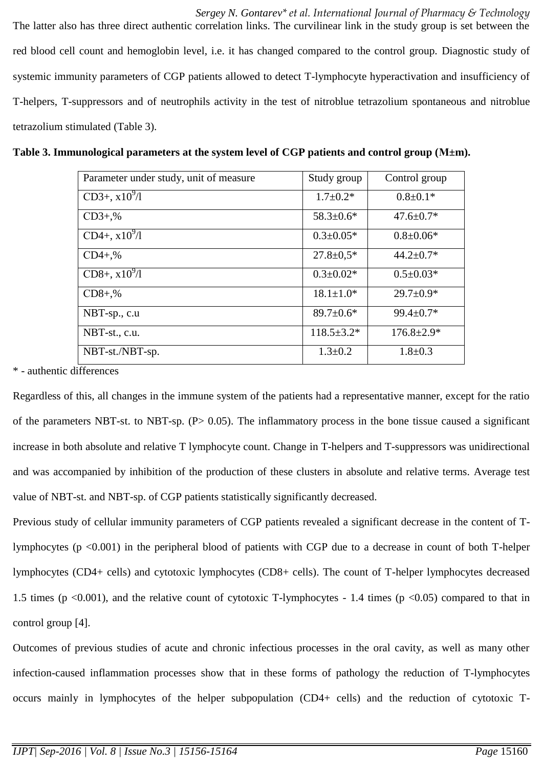The latter also has three direct authentic correlation links. The curvilinear link in the study group is set between the red blood cell count and hemoglobin level, i.e. it has changed compared to the control group. Diagnostic study of systemic immunity parameters of CGP patients allowed to detect T-lymphocyte hyperactivation and insufficiency of T-helpers, T-suppressors and of neutrophils activity in the test of nitroblue tetrazolium spontaneous and nitroblue tetrazolium stimulated (Table 3).

**Table 3. Immunological parameters at the system level of CGP patients and control group (M±m).**

| Parameter under study, unit of measure | Study group | Control group |
|---|---|---|
| CD3+, $x10^9$/l | 1.7±0.2* | 0.8±0.1* |
| CD3+,% | 58.3±0.6* | 47.6±0.7* |
| CD4+, $x10^9$/l | 0.3±0.05* | 0.8±0.06* |
| CD4+,% | 27.8±0,5* | 44.2±0.7* |
| CD8+, $x10^9$/l | 0.3±0.02* | 0.5±0.03* |
| CD8+,% | 18.1±1.0* | 29.7±0.9* |
| NBT-sp., c.u | 89.7±0.6* | 99.4±0.7* |
| NBT-st., c.u. | 118.5±3.2* | 176.8±2.9* |
| NBT-st./NBT-sp. | 1.3±0.2 | 1.8±0.3 |

\* - authentic differences

Regardless of this, all changes in the immune system of the patients had a representative manner, except for the ratio of the parameters NBT-st. to NBT-sp. ($P > 0.05$). The inflammatory process in the bone tissue caused a significant increase in both absolute and relative T lymphocyte count. Change in T-helpers and T-suppressors was unidirectional and was accompanied by inhibition of the production of these clusters in absolute and relative terms. Average test value of NBT-st. and NBT-sp. of CGP patients statistically significantly decreased.

Previous study of cellular immunity parameters of CGP patients revealed a significant decrease in the content of T-lymphocytes ($p < 0.001$) in the peripheral blood of patients with CGP due to a decrease in count of both T-helper lymphocytes (CD4+ cells) and cytotoxic lymphocytes (CD8+ cells). The count of T-helper lymphocytes decreased 1.5 times ($p < 0.001$), and the relative count of cytotoxic T-lymphocytes - 1.4 times ($p < 0.05$) compared to that in control group [4].

Outcomes of previous studies of acute and chronic infectious processes in the oral cavity, as well as many other infection-caused inflammation processes show that in these forms of pathology the reduction of T-lymphocytes occurs mainly in lymphocytes of the helper subpopulation (CD4+ cells) and the reduction of cytotoxic T-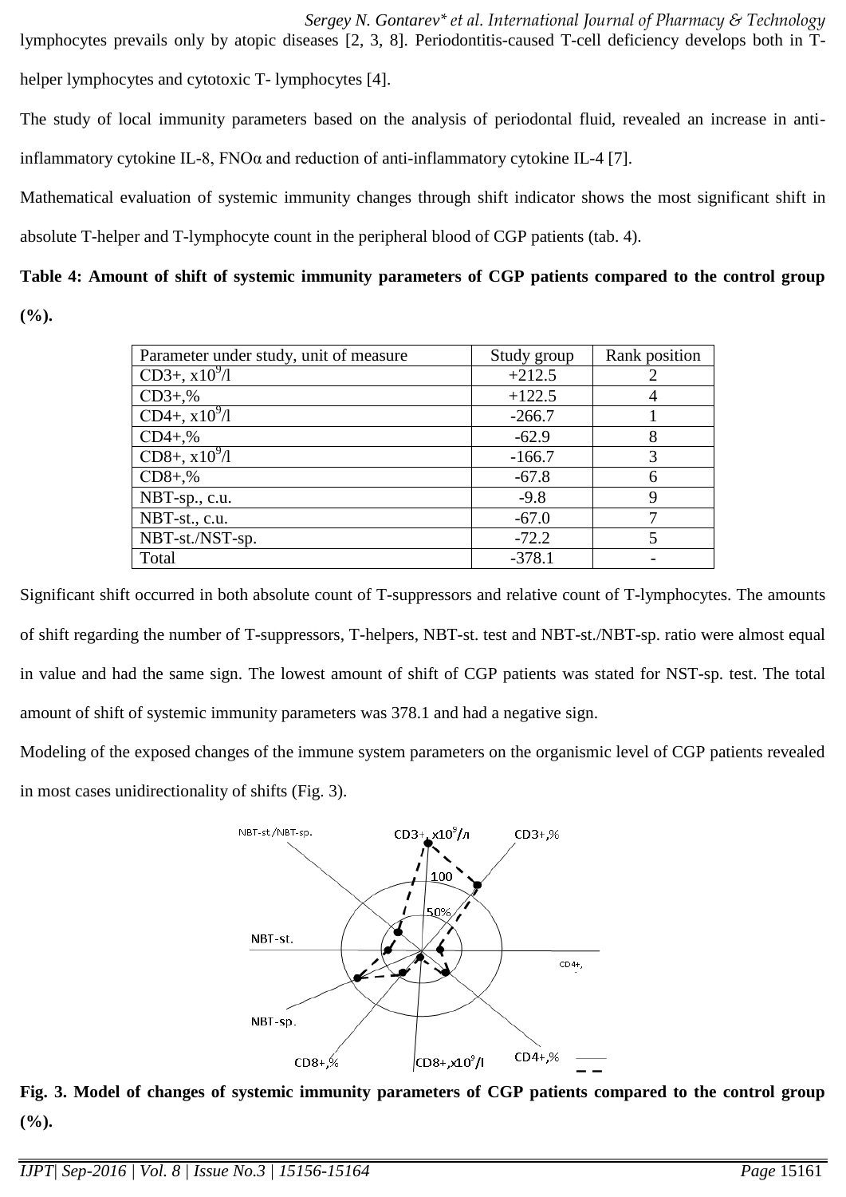lymphocytes prevails only by atopic diseases [2, 3, 8]. Periodontitis-caused T-cell deficiency develops both in T-helper lymphocytes and cytotoxic T- lymphocytes [4].

The study of local immunity parameters based on the analysis of periodontal fluid, revealed an increase in anti-inflammatory cytokine IL-8, FNOα and reduction of anti-inflammatory cytokine IL-4 [7].

Mathematical evaluation of systemic immunity changes through shift indicator shows the most significant shift in absolute T-helper and T-lymphocyte count in the peripheral blood of CGP patients (tab. 4).

**Table 4: Amount of shift of systemic immunity parameters of CGP patients compared to the control group (%).**

| Parameter under study, unit of measure | Study group | Rank position |
|---|---|---|
| CD3+, $x10^9$/l | +212.5 | 2 |
| CD3+,% | +122.5 | 4 |
| CD4+, $x10^9$/l | -266.7 | 1 |
| CD4+,% | -62.9 | 8 |
| CD8+, $x10^9$/l | -166.7 | 3 |
| CD8+,% | -67.8 | 6 |
| NBT-sp., c.u. | -9.8 | 9 |
| NBT-st., c.u. | -67.0 | 7 |
| NBT-st./NST-sp. | -72.2 | 5 |
| Total | -378.1 | - |

Significant shift occurred in both absolute count of T-suppressors and relative count of T-lymphocytes. The amounts of shift regarding the number of T-suppressors, T-helpers, NBT-st. test and NBT-st./NBT-sp. ratio were almost equal in value and had the same sign. The lowest amount of shift of CGP patients was stated for NST-sp. test. The total amount of shift of systemic immunity parameters was 378.1 and had a negative sign.

Modeling of the exposed changes of the immune system parameters on the organismic level of CGP patients revealed in most cases unidirectionality of shifts (Fig. 3).

**Fig. 3. Model of changes of systemic immunity parameters of CGP patients compared to the control group (%).**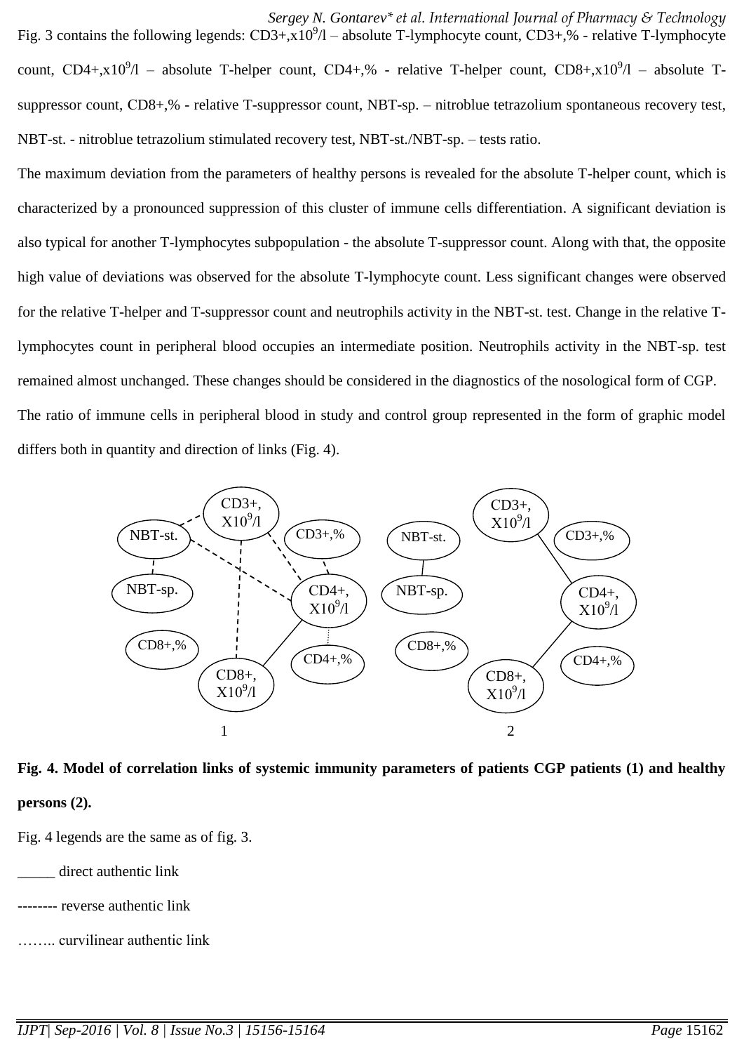Fig. 3 contains the following legends: CD3+,x$10^9$/l – absolute T-lymphocyte count, CD3+,% - relative T-lymphocyte count, CD4+,x$10^9$/l – absolute T-helper count, CD4+,% - relative T-helper count, CD8+,x$10^9$/l – absolute T-suppressor count, CD8+,% - relative T-suppressor count, NBT-sp. – nitroblue tetrazolium spontaneous recovery test, NBT-st. - nitroblue tetrazolium stimulated recovery test, NBT-st./NBT-sp. – tests ratio.

The maximum deviation from the parameters of healthy persons is revealed for the absolute T-helper count, which is characterized by a pronounced suppression of this cluster of immune cells differentiation. A significant deviation is also typical for another T-lymphocytes subpopulation - the absolute T-suppressor count. Along with that, the opposite high value of deviations was observed for the absolute T-lymphocyte count. Less significant changes were observed for the relative T-helper and T-suppressor count and neutrophils activity in the NBT-st. test. Change in the relative T-lymphocytes count in peripheral blood occupies an intermediate position. Neutrophils activity in the NBT-sp. test remained almost unchanged. These changes should be considered in the diagnostics of the nosological form of CGP.

The ratio of immune cells in peripheral blood in study and control group represented in the form of graphic model differs both in quantity and direction of links (Fig. 4).

**Fig. 4. Model of correlation links of systemic immunity parameters of patients CGP patients (1) and healthy persons (2).**

Fig. 4 legends are the same as of fig. 3.

_____ direct authentic link

-------- reverse authentic link

…….. curvilinear authentic link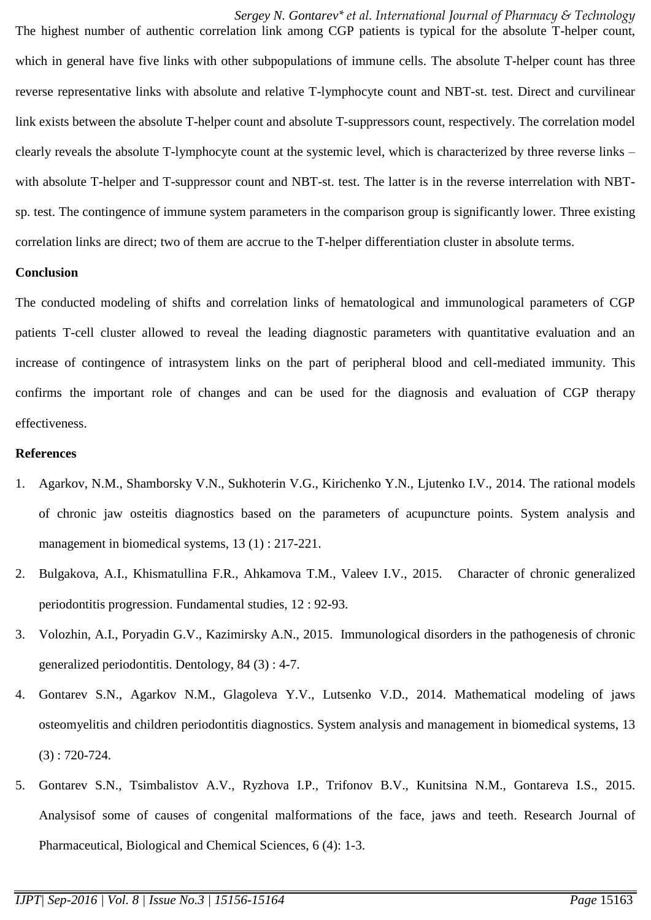The highest number of authentic correlation link among CGP patients is typical for the absolute T-helper count, which in general have five links with other subpopulations of immune cells. The absolute T-helper count has three reverse representative links with absolute and relative T-lymphocyte count and NBT-st. test. Direct and curvilinear link exists between the absolute T-helper count and absolute T-suppressors count, respectively. The correlation model clearly reveals the absolute T-lymphocyte count at the systemic level, which is characterized by three reverse links – with absolute T-helper and T-suppressor count and NBT-st. test. The latter is in the reverse interrelation with NBT-sp. test. The contingence of immune system parameters in the comparison group is significantly lower. Three existing correlation links are direct; two of them are accrue to the T-helper differentiation cluster in absolute terms.

## Conclusion

The conducted modeling of shifts and correlation links of hematological and immunological parameters of CGP patients T-cell cluster allowed to reveal the leading diagnostic parameters with quantitative evaluation and an increase of contingence of intrasystem links on the part of peripheral blood and cell-mediated immunity. This confirms the important role of changes and can be used for the diagnosis and evaluation of CGP therapy effectiveness.

## References

1. Agarkov, N.M., Shamborsky V.N., Sukhoterin V.G., Kirichenko Y.N., Ljutenko I.V., 2014. The rational models of chronic jaw osteitis diagnostics based on the parameters of acupuncture points. System analysis and management in biomedical systems, 13 (1) : 217-221.
2. Bulgakova, A.I., Khismatullina F.R., Ahkamova T.M., Valeev I.V., 2015. Character of chronic generalized periodontitis progression. Fundamental studies, 12 : 92-93.
3. Volozhin, A.I., Poryadin G.V., Kazimirsky A.N., 2015. Immunological disorders in the pathogenesis of chronic generalized periodontitis. Dentology, 84 (3) : 4-7.
4. Gontarev S.N., Agarkov N.M., Glagoleva Y.V., Lutsenko V.D., 2014. Mathematical modeling of jaws osteomyelitis and children periodontitis diagnostics. System analysis and management in biomedical systems, 13 (3) : 720-724.
5. Gontarev S.N., Tsimbalistov A.V., Ryzhova I.P., Trifonov B.V., Kunitsina N.M., Gontareva I.S., 2015. Analysisof some of causes of congenital malformations of the face, jaws and teeth. Research Journal of Pharmaceutical, Biological and Chemical Sciences, 6 (4): 1-3.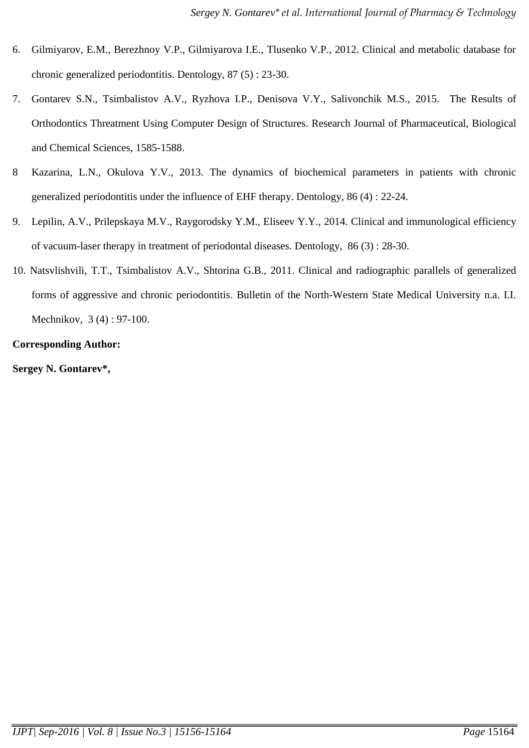6. Gilmiyarov, E.M., Berezhnoy V.P., Gilmiyarova I.E., Tlusenko V.P., 2012. Clinical and metabolic database for chronic generalized periodontitis. Dentology, 87 (5) : 23-30.
7. Gontarev S.N., Tsimbalistov A.V., Ryzhova I.P., Denisova V.Y., Salivonchik M.S., 2015. The Results of Orthodontics Threatment Using Computer Design of Structures. Research Journal of Pharmaceutical, Biological and Chemical Sciences, 1585-1588.
8 Kazarina, L.N., Okulova Y.V., 2013. The dynamics of biochemical parameters in patients with chronic generalized periodontitis under the influence of EHF therapy. Dentology, 86 (4) : 22-24.
9. Lepilin, A.V., Prilepskaya M.V., Raygorodsky Y.M., Eliseev Y.Y., 2014. Clinical and immunological efficiency of vacuum-laser therapy in treatment of periodontal diseases. Dentology, 86 (3) : 28-30.
10. Natsvlishvili, T.T., Tsimbalistov A.V., Shtorina G.B., 2011. Clinical and radiographic parallels of generalized forms of aggressive and chronic periodontitis. Bulletin of the North-Western State Medical University n.a. I.I. Mechnikov, 3 (4) : 97-100.

**Corresponding Author:**

**Sergey N. Gontarev*,**